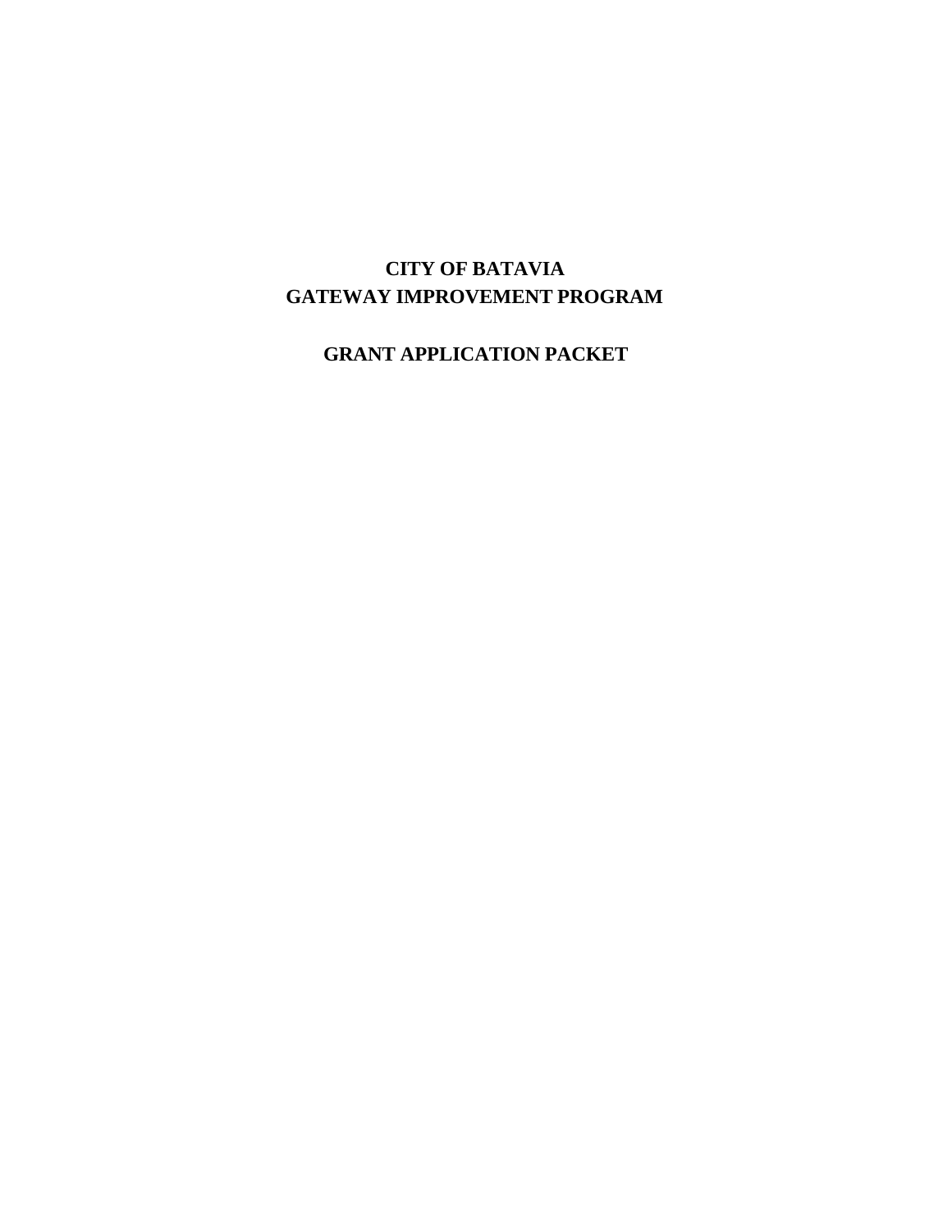# CITY OF BATAVIA
# GATEWAY IMPROVEMENT PROGRAM

## GRANT APPLICATION PACKET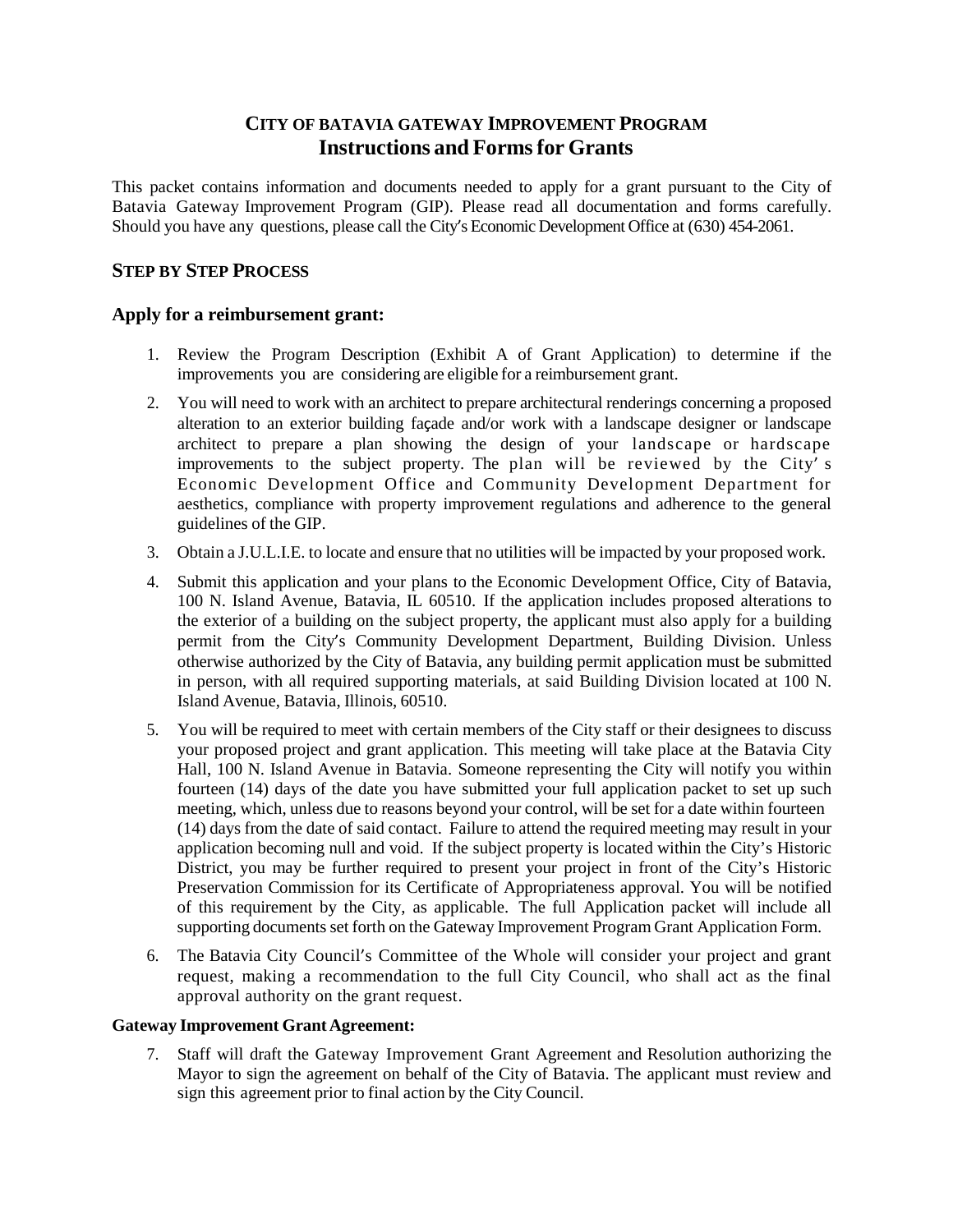# CITY OF BATAVIA GATEWAY IMPROVEMENT PROGRAM
## Instructions and Forms for Grants

This packet contains information and documents needed to apply for a grant pursuant to the City of Batavia Gateway Improvement Program (GIP). Please read all documentation and forms carefully. Should you have any questions, please call the City's Economic Development Office at (630) 454-2061.

## STEP BY STEP PROCESS

### Apply for a reimbursement grant:

1. Review the Program Description (Exhibit A of Grant Application) to determine if the improvements you are considering are eligible for a reimbursement grant.
2. You will need to work with an architect to prepare architectural renderings concerning a proposed alteration to an exterior building façade and/or work with a landscape designer or landscape architect to prepare a plan showing the design of your landscape or hardscape improvements to the subject property. The plan will be reviewed by the City's Economic Development Office and Community Development Department for aesthetics, compliance with property improvement regulations and adherence to the general guidelines of the GIP.
3. Obtain a J.U.L.I.E. to locate and ensure that no utilities will be impacted by your proposed work.
4. Submit this application and your plans to the Economic Development Office, City of Batavia, 100 N. Island Avenue, Batavia, IL 60510. If the application includes proposed alterations to the exterior of a building on the subject property, the applicant must also apply for a building permit from the City's Community Development Department, Building Division. Unless otherwise authorized by the City of Batavia, any building permit application must be submitted in person, with all required supporting materials, at said Building Division located at 100 N. Island Avenue, Batavia, Illinois, 60510.
5. You will be required to meet with certain members of the City staff or their designees to discuss your proposed project and grant application. This meeting will take place at the Batavia City Hall, 100 N. Island Avenue in Batavia. Someone representing the City will notify you within fourteen (14) days of the date you have submitted your full application packet to set up such meeting, which, unless due to reasons beyond your control, will be set for a date within fourteen (14) days from the date of said contact. Failure to attend the required meeting may result in your application becoming null and void. If the subject property is located within the City's Historic District, you may be further required to present your project in front of the City's Historic Preservation Commission for its Certificate of Appropriateness approval. You will be notified of this requirement by the City, as applicable. The full Application packet will include all supporting documents set forth on the Gateway Improvement Program Grant Application Form.
6. The Batavia City Council's Committee of the Whole will consider your project and grant request, making a recommendation to the full City Council, who shall act as the final approval authority on the grant request.

**Gateway Improvement Grant Agreement:**

7. Staff will draft the Gateway Improvement Grant Agreement and Resolution authorizing the Mayor to sign the agreement on behalf of the City of Batavia. The applicant must review and sign this agreement prior to final action by the City Council.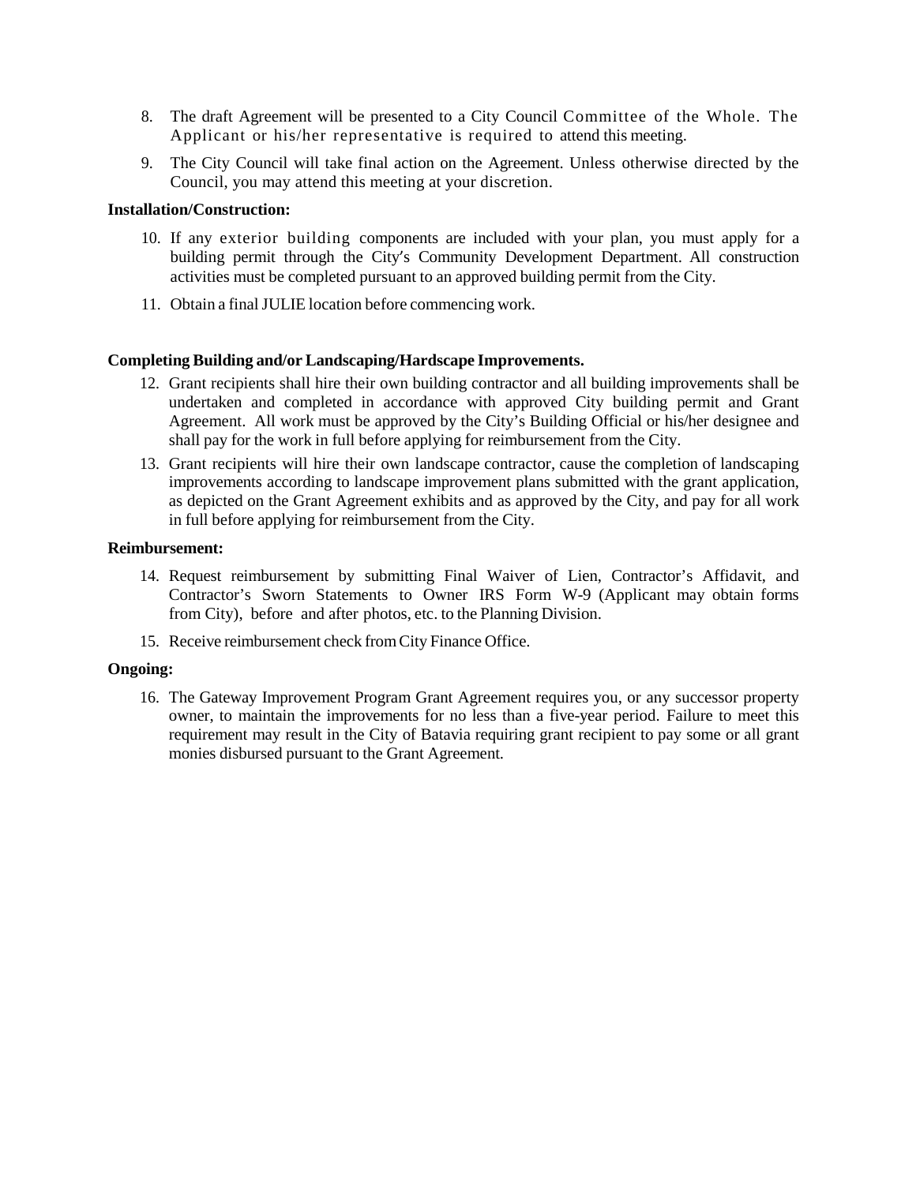8. The draft Agreement will be presented to a City Council Committee of the Whole. The Applicant or his/her representative is required to attend this meeting.
9. The City Council will take final action on the Agreement. Unless otherwise directed by the Council, you may attend this meeting at your discretion.

**Installation/Construction:**

10. If any exterior building components are included with your plan, you must apply for a building permit through the City's Community Development Department. All construction activities must be completed pursuant to an approved building permit from the City.
11. Obtain a final JULIE location before commencing work.

**Completing Building and/or Landscaping/Hardscape Improvements.**

12. Grant recipients shall hire their own building contractor and all building improvements shall be undertaken and completed in accordance with approved City building permit and Grant Agreement. All work must be approved by the City's Building Official or his/her designee and shall pay for the work in full before applying for reimbursement from the City.
13. Grant recipients will hire their own landscape contractor, cause the completion of landscaping improvements according to landscape improvement plans submitted with the grant application, as depicted on the Grant Agreement exhibits and as approved by the City, and pay for all work in full before applying for reimbursement from the City.

**Reimbursement:**

14. Request reimbursement by submitting Final Waiver of Lien, Contractor's Affidavit, and Contractor's Sworn Statements to Owner IRS Form W-9 (Applicant may obtain forms from City), before and after photos, etc. to the Planning Division.
15. Receive reimbursement check from City Finance Office.

**Ongoing:**

16. The Gateway Improvement Program Grant Agreement requires you, or any successor property owner, to maintain the improvements for no less than a five-year period. Failure to meet this requirement may result in the City of Batavia requiring grant recipient to pay some or all grant monies disbursed pursuant to the Grant Agreement.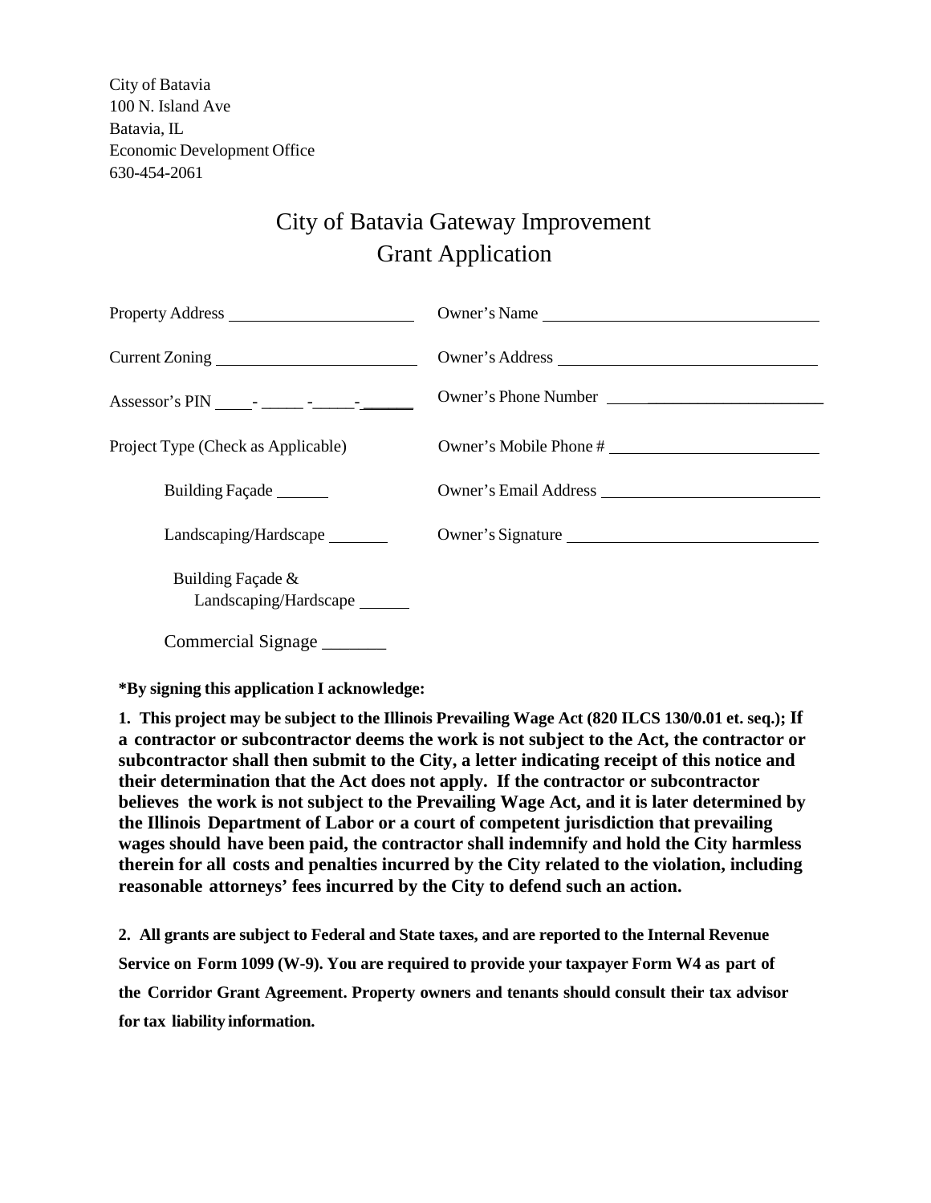City of Batavia
100 N. Island Ave
Batavia, IL
Economic Development Office
630-454-2061

# City of Batavia Gateway Improvement Grant Application

Property Address ______________________

Current Zoning ______________________

Assessor's PIN ____- _____ -_____-______

Project Type (Check as Applicable)

- Building Façade ______
- Landscaping/Hardscape _______
- Building Façade & Landscaping/Hardscape ______
- Commercial Signage _______

Owner's Name ______________________

Owner's Address ______________________

Owner's Phone Number ______________________

Owner's Mobile Phone # ______________________

Owner's Email Address ______________________

Owner's Signature ______________________

**\*By signing this application I acknowledge:**

**1. This project may be subject to the Illinois Prevailing Wage Act (820 ILCS 130/0.01 et. seq.); If a contractor or subcontractor deems the work is not subject to the Act, the contractor or subcontractor shall then submit to the City, a letter indicating receipt of this notice and their determination that the Act does not apply. If the contractor or subcontractor believes the work is not subject to the Prevailing Wage Act, and it is later determined by the Illinois Department of Labor or a court of competent jurisdiction that prevailing wages should have been paid, the contractor shall indemnify and hold the City harmless therein for all costs and penalties incurred by the City related to the violation, including reasonable attorneys' fees incurred by the City to defend such an action.**

**2. All grants are subject to Federal and State taxes, and are reported to the Internal Revenue Service on Form 1099 (W-9). You are required to provide your taxpayer Form W4 as part of the Corridor Grant Agreement. Property owners and tenants should consult their tax advisor for tax liability information.**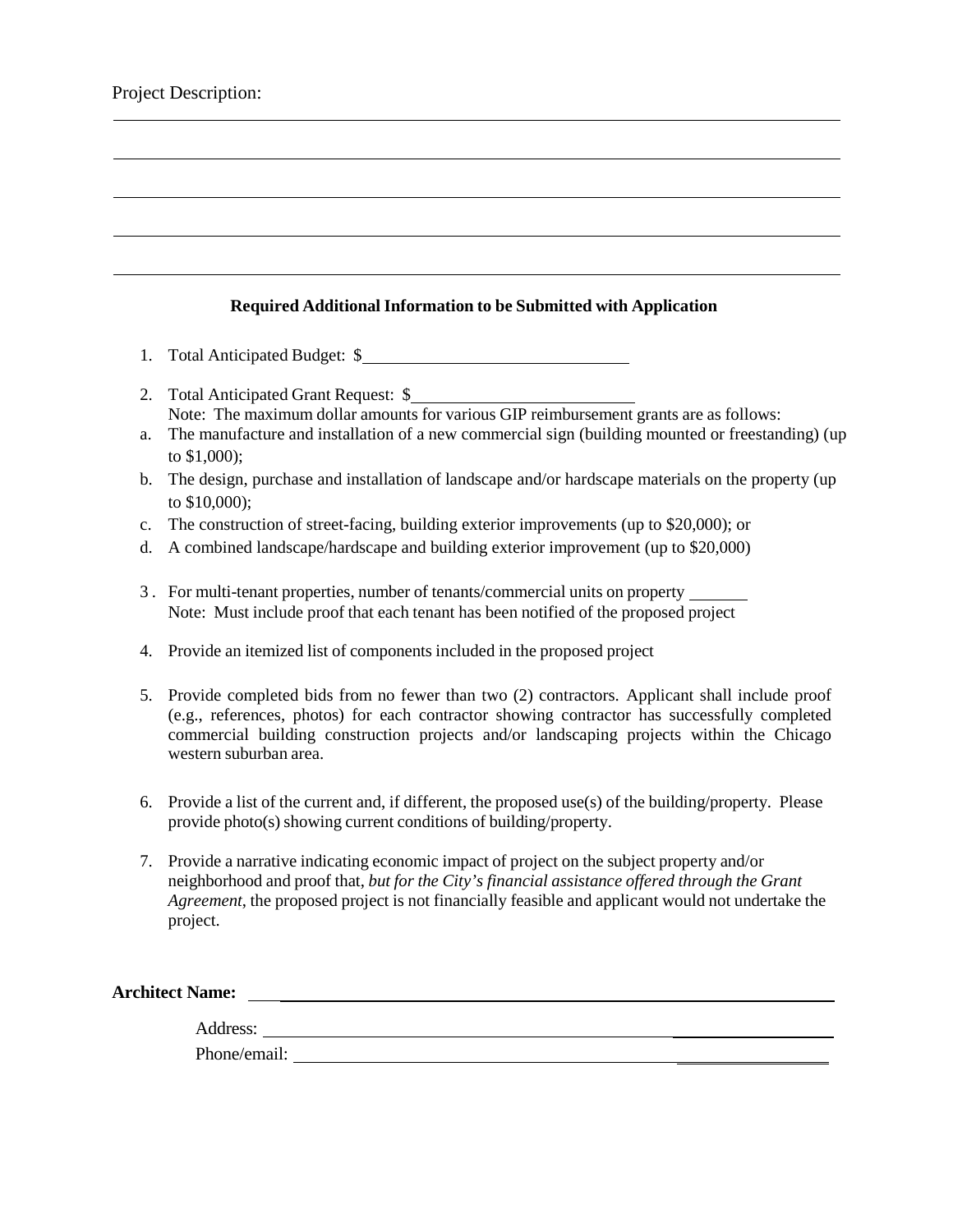Project Description:

______________________________________________________________________________

______________________________________________________________________________

______________________________________________________________________________

______________________________________________________________________________

______________________________________________________________________________

**Required Additional Information to be Submitted with Application**

1. Total Anticipated Budget: $______________________________

2. Total Anticipated Grant Request: $_________________________
   Note: The maximum dollar amounts for various GIP reimbursement grants are as follows:

   a. The manufacture and installation of a new commercial sign (building mounted or freestanding) (up to $1,000);
   b. The design, purchase and installation of landscape and/or hardscape materials on the property (up to $10,000);
   c. The construction of street-facing, building exterior improvements (up to $20,000); or
   d. A combined landscape/hardscape and building exterior improvement (up to $20,000)

3. For multi-tenant properties, number of tenants/commercial units on property _______
   Note: Must include proof that each tenant has been notified of the proposed project

4. Provide an itemized list of components included in the proposed project

5. Provide completed bids from no fewer than two (2) contractors. Applicant shall include proof (e.g., references, photos) for each contractor showing contractor has successfully completed commercial building construction projects and/or landscaping projects within the Chicago western suburban area.

6. Provide a list of the current and, if different, the proposed use(s) of the building/property. Please provide photo(s) showing current conditions of building/property.

7. Provide a narrative indicating economic impact of project on the subject property and/or neighborhood and proof that, *but for the City's financial assistance offered through the Grant Agreement*, the proposed project is not financially feasible and applicant would not undertake the project.

**Architect Name:** ____________________________________________________________

Address: ____________________________________________________________

Phone/email: _________________________________________________________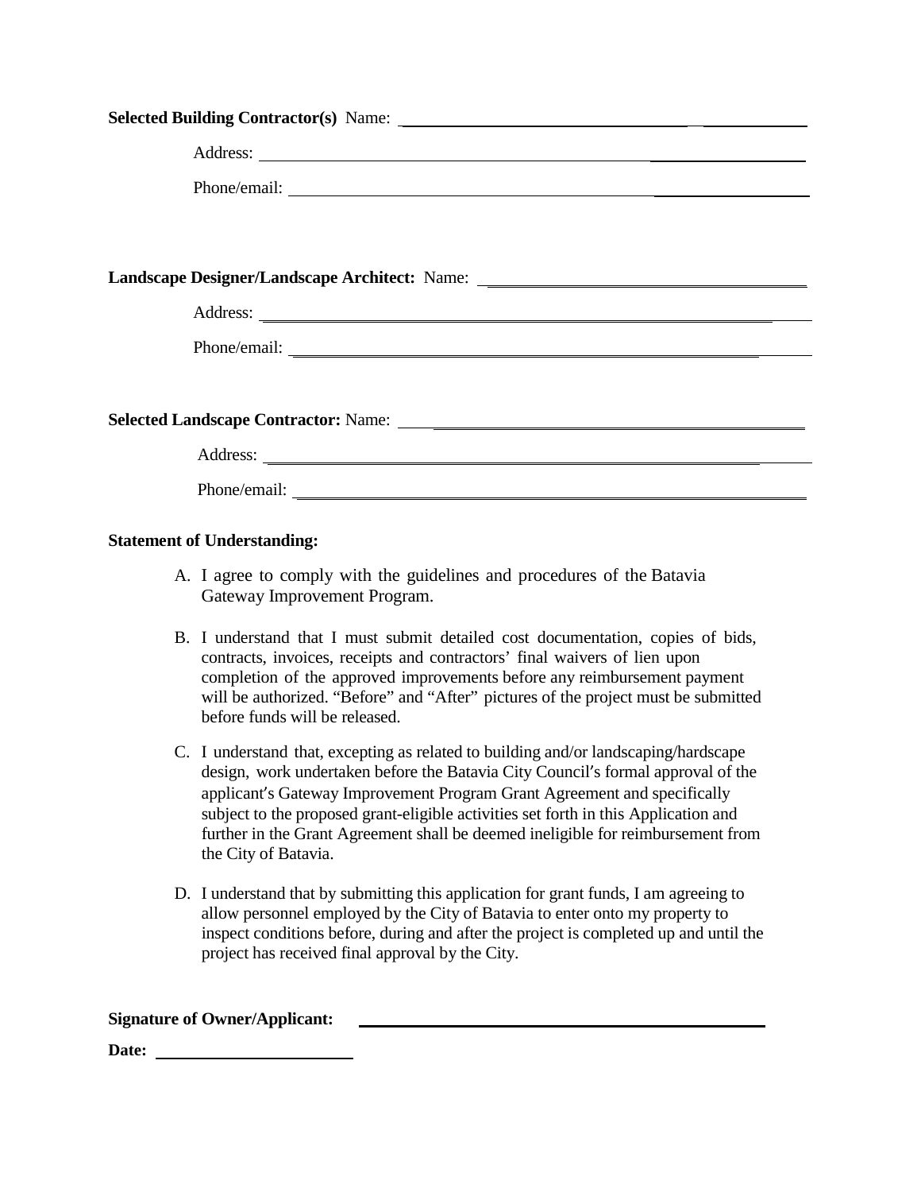**Selected Building Contractor(s)** Name: ______________________________

Address: ______________________________

Phone/email: ______________________________

**Landscape Designer/Landscape Architect:** Name: ______________________________

Address: ______________________________

Phone/email: ______________________________

**Selected Landscape Contractor:** Name: ______________________________

Address: ______________________________

Phone/email: ______________________________

**Statement of Understanding:**

A. I agree to comply with the guidelines and procedures of the Batavia Gateway Improvement Program.

B. I understand that I must submit detailed cost documentation, copies of bids, contracts, invoices, receipts and contractors' final waivers of lien upon completion of the approved improvements before any reimbursement payment will be authorized. "Before" and "After" pictures of the project must be submitted before funds will be released.

C. I understand that, excepting as related to building and/or landscaping/hardscape design, work undertaken before the Batavia City Council's formal approval of the applicant's Gateway Improvement Program Grant Agreement and specifically subject to the proposed grant-eligible activities set forth in this Application and further in the Grant Agreement shall be deemed ineligible for reimbursement from the City of Batavia.

D. I understand that by submitting this application for grant funds, I am agreeing to allow personnel employed by the City of Batavia to enter onto my property to inspect conditions before, during and after the project is completed up and until the project has received final approval by the City.

**Signature of Owner/Applicant:** ______________________________

**Date:** ____________________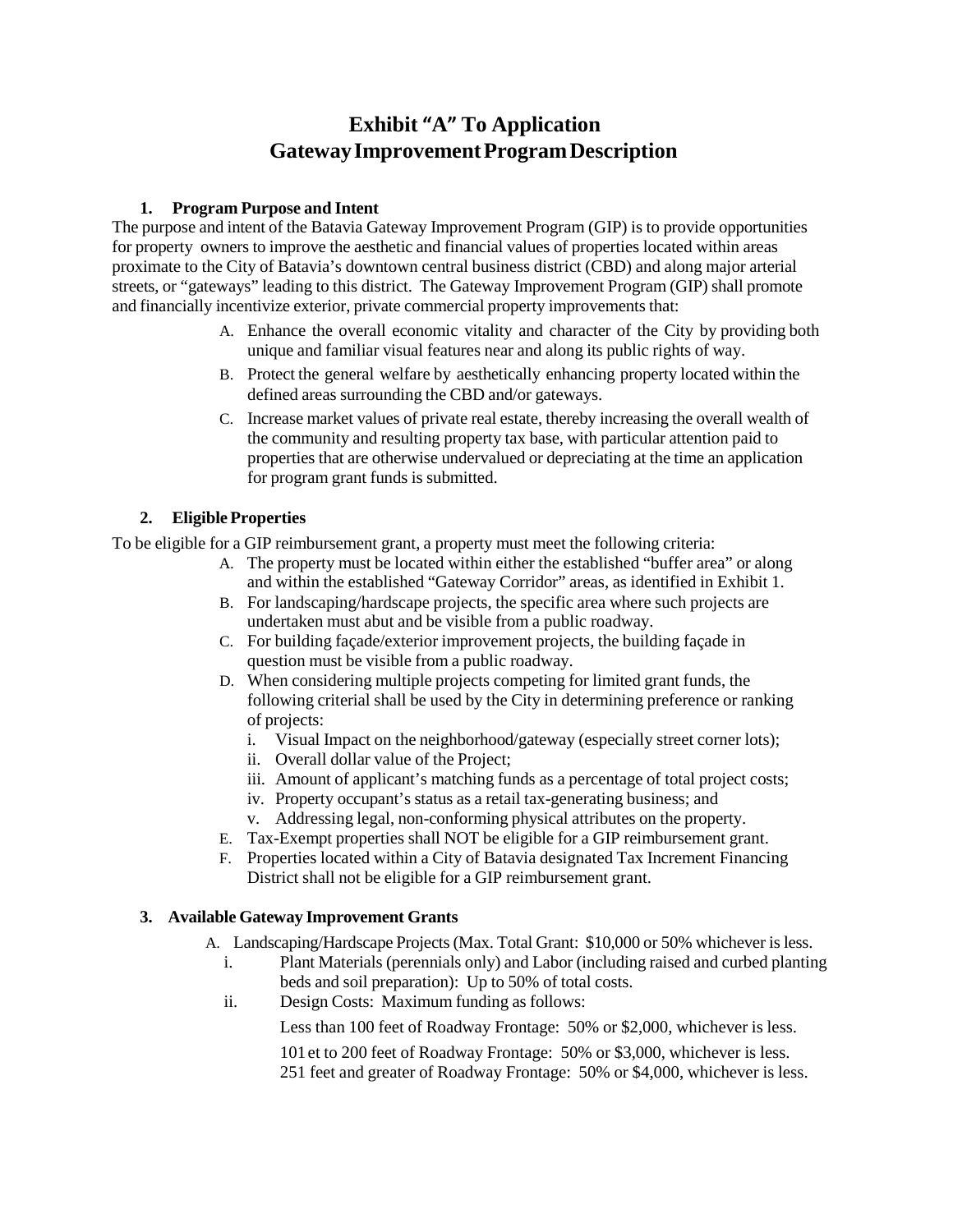# Exhibit "A" To Application
# Gateway Improvement Program Description

### 1. Program Purpose and Intent

The purpose and intent of the Batavia Gateway Improvement Program (GIP) is to provide opportunities for property owners to improve the aesthetic and financial values of properties located within areas proximate to the City of Batavia's downtown central business district (CBD) and along major arterial streets, or "gateways" leading to this district. The Gateway Improvement Program (GIP) shall promote and financially incentivize exterior, private commercial property improvements that:

A. Enhance the overall economic vitality and character of the City by providing both unique and familiar visual features near and along its public rights of way.

B. Protect the general welfare by aesthetically enhancing property located within the defined areas surrounding the CBD and/or gateways.

C. Increase market values of private real estate, thereby increasing the overall wealth of the community and resulting property tax base, with particular attention paid to properties that are otherwise undervalued or depreciating at the time an application for program grant funds is submitted.

### 2. Eligible Properties

To be eligible for a GIP reimbursement grant, a property must meet the following criteria:

A. The property must be located within either the established "buffer area" or along and within the established "Gateway Corridor" areas, as identified in Exhibit 1.

B. For landscaping/hardscape projects, the specific area where such projects are undertaken must abut and be visible from a public roadway.

C. For building façade/exterior improvement projects, the building façade in question must be visible from a public roadway.

D. When considering multiple projects competing for limited grant funds, the following criterial shall be used by the City in determining preference or ranking of projects:

   i. Visual Impact on the neighborhood/gateway (especially street corner lots);
   ii. Overall dollar value of the Project;
   iii. Amount of applicant's matching funds as a percentage of total project costs;
   iv. Property occupant's status as a retail tax-generating business; and
   v. Addressing legal, non-conforming physical attributes on the property.

E. Tax-Exempt properties shall NOT be eligible for a GIP reimbursement grant.

F. Properties located within a City of Batavia designated Tax Increment Financing District shall not be eligible for a GIP reimbursement grant.

### 3. Available Gateway Improvement Grants

A. Landscaping/Hardscape Projects (Max. Total Grant: $10,000 or 50% whichever is less.

   i. Plant Materials (perennials only) and Labor (including raised and curbed planting beds and soil preparation): Up to 50% of total costs.

   ii. Design Costs: Maximum funding as follows:

      Less than 100 feet of Roadway Frontage: 50% or $2,000, whichever is less.

      101 et to 200 feet of Roadway Frontage: 50% or $3,000, whichever is less.
      251 feet and greater of Roadway Frontage: 50% or $4,000, whichever is less.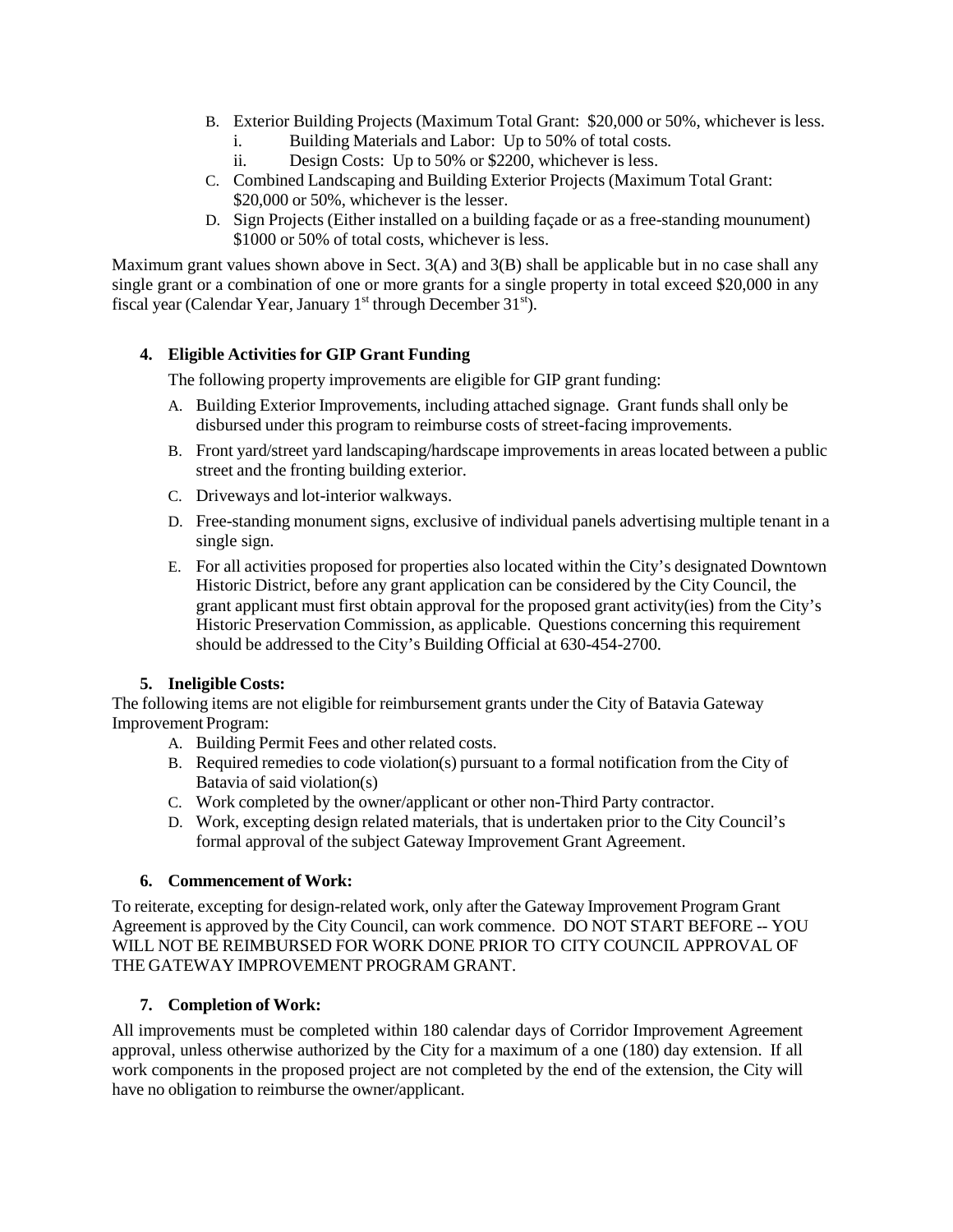B. Exterior Building Projects (Maximum Total Grant: $20,000 or 50%, whichever is less.
   i. Building Materials and Labor: Up to 50% of total costs.
   ii. Design Costs: Up to 50% or $2200, whichever is less.
C. Combined Landscaping and Building Exterior Projects (Maximum Total Grant: $20,000 or 50%, whichever is the lesser.
D. Sign Projects (Either installed on a building façade or as a free-standing mounument) $1000 or 50% of total costs, whichever is less.

Maximum grant values shown above in Sect. 3(A) and 3(B) shall be applicable but in no case shall any single grant or a combination of one or more grants for a single property in total exceed $20,000 in any fiscal year (Calendar Year, January 1st through December 31st).

**4. Eligible Activities for GIP Grant Funding**

The following property improvements are eligible for GIP grant funding:

A. Building Exterior Improvements, including attached signage. Grant funds shall only be disbursed under this program to reimburse costs of street-facing improvements.

B. Front yard/street yard landscaping/hardscape improvements in areas located between a public street and the fronting building exterior.

C. Driveways and lot-interior walkways.

D. Free-standing monument signs, exclusive of individual panels advertising multiple tenant in a single sign.

E. For all activities proposed for properties also located within the City's designated Downtown Historic District, before any grant application can be considered by the City Council, the grant applicant must first obtain approval for the proposed grant activity(ies) from the City's Historic Preservation Commission, as applicable. Questions concerning this requirement should be addressed to the City's Building Official at 630-454-2700.

**5. Ineligible Costs:**

The following items are not eligible for reimbursement grants under the City of Batavia Gateway Improvement Program:

A. Building Permit Fees and other related costs.
B. Required remedies to code violation(s) pursuant to a formal notification from the City of Batavia of said violation(s)
C. Work completed by the owner/applicant or other non-Third Party contractor.
D. Work, excepting design related materials, that is undertaken prior to the City Council's formal approval of the subject Gateway Improvement Grant Agreement.

**6. Commencement of Work:**

To reiterate, excepting for design-related work, only after the Gateway Improvement Program Grant Agreement is approved by the City Council, can work commence. DO NOT START BEFORE -- YOU WILL NOT BE REIMBURSED FOR WORK DONE PRIOR TO CITY COUNCIL APPROVAL OF THE GATEWAY IMPROVEMENT PROGRAM GRANT.

**7. Completion of Work:**

All improvements must be completed within 180 calendar days of Corridor Improvement Agreement approval, unless otherwise authorized by the City for a maximum of a one (180) day extension. If all work components in the proposed project are not completed by the end of the extension, the City will have no obligation to reimburse the owner/applicant.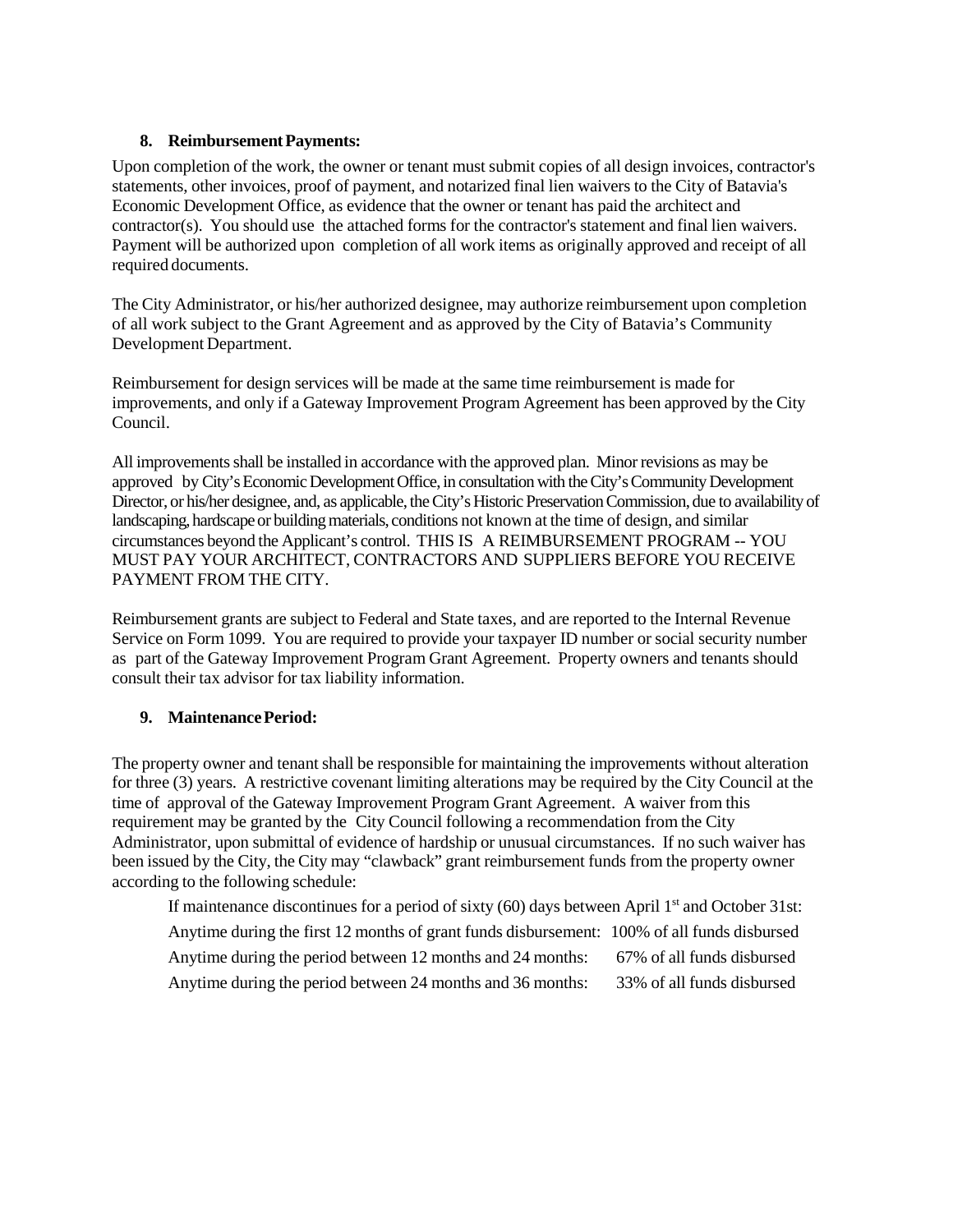### 8. Reimbursement Payments:

Upon completion of the work, the owner or tenant must submit copies of all design invoices, contractor's statements, other invoices, proof of payment, and notarized final lien waivers to the City of Batavia's Economic Development Office, as evidence that the owner or tenant has paid the architect and contractor(s). You should use the attached forms for the contractor's statement and final lien waivers. Payment will be authorized upon completion of all work items as originally approved and receipt of all required documents.

The City Administrator, or his/her authorized designee, may authorize reimbursement upon completion of all work subject to the Grant Agreement and as approved by the City of Batavia's Community Development Department.

Reimbursement for design services will be made at the same time reimbursement is made for improvements, and only if a Gateway Improvement Program Agreement has been approved by the City Council.

All improvements shall be installed in accordance with the approved plan. Minor revisions as may be approved by City's Economic Development Office, in consultation with the City's Community Development Director, or his/her designee, and, as applicable, the City's Historic Preservation Commission, due to availability of landscaping, hardscape or building materials, conditions not known at the time of design, and similar circumstances beyond the Applicant's control. THIS IS A REIMBURSEMENT PROGRAM -- YOU MUST PAY YOUR ARCHITECT, CONTRACTORS AND SUPPLIERS BEFORE YOU RECEIVE PAYMENT FROM THE CITY.

Reimbursement grants are subject to Federal and State taxes, and are reported to the Internal Revenue Service on Form 1099. You are required to provide your taxpayer ID number or social security number as part of the Gateway Improvement Program Grant Agreement. Property owners and tenants should consult their tax advisor for tax liability information.

### 9. Maintenance Period:

The property owner and tenant shall be responsible for maintaining the improvements without alteration for three (3) years. A restrictive covenant limiting alterations may be required by the City Council at the time of approval of the Gateway Improvement Program Grant Agreement. A waiver from this requirement may be granted by the City Council following a recommendation from the City Administrator, upon submittal of evidence of hardship or unusual circumstances. If no such waiver has been issued by the City, the City may "clawback" grant reimbursement funds from the property owner according to the following schedule:

If maintenance discontinues for a period of sixty (60) days between April 1st and October 31st:

| | |
|---|---|
| Anytime during the first 12 months of grant funds disbursement: | 100% of all funds disbursed |
| Anytime during the period between 12 months and 24 months: | 67% of all funds disbursed |
| Anytime during the period between 24 months and 36 months: | 33% of all funds disbursed |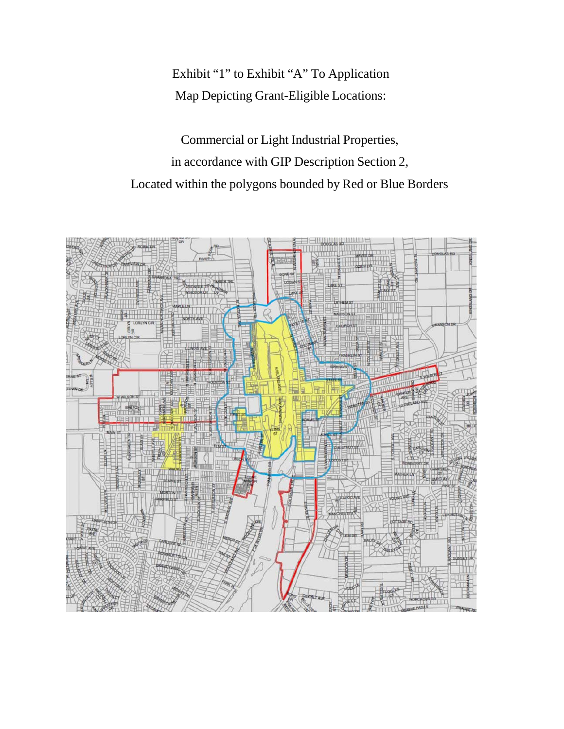Exhibit "1" to Exhibit "A" To Application

Map Depicting Grant-Eligible Locations:

Commercial or Light Industrial Properties,

in accordance with GIP Description Section 2,

Located within the polygons bounded by Red or Blue Borders